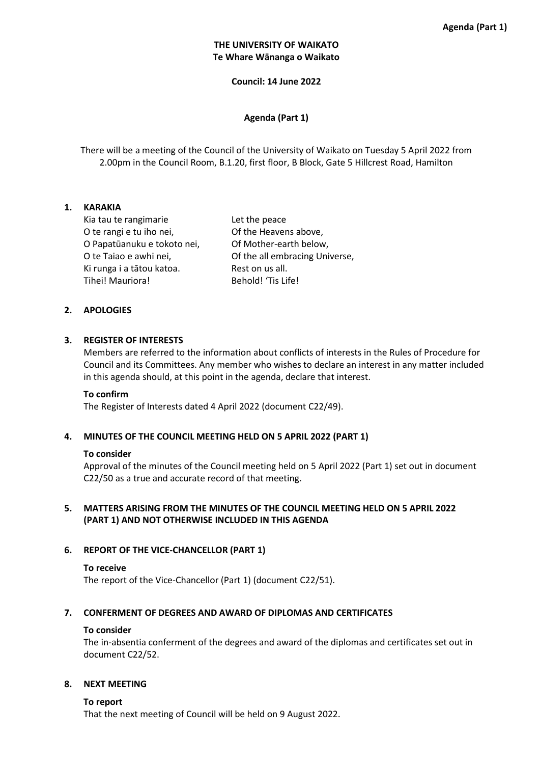**Agenda (Part 1)**

**THE UNIVERSITY OF WAIKATO**
**Te Whare Wānanga o Waikato**

**Council: 14 June 2022**

**Agenda (Part 1)**

There will be a meeting of the Council of the University of Waikato on Tuesday 5 April 2022 from 2.00pm in the Council Room, B.1.20, first floor, B Block, Gate 5 Hillcrest Road, Hamilton

## 1. KARAKIA

| | |
|---|---|
| Kia tau te rangimarie | Let the peace |
| O te rangi e tu iho nei, | Of the Heavens above, |
| O Papatūanuku e tokoto nei, | Of Mother-earth below, |
| O te Taiao e awhi nei, | Of the all embracing Universe, |
| Ki runga i a tātou katoa. | Rest on us all. |
| Tihei! Mauriora! | Behold! 'Tis Life! |

## 2. APOLOGIES

## 3. REGISTER OF INTERESTS

Members are referred to the information about conflicts of interests in the Rules of Procedure for Council and its Committees. Any member who wishes to declare an interest in any matter included in this agenda should, at this point in the agenda, declare that interest.

**To confirm**

The Register of Interests dated 4 April 2022 (document C22/49).

## 4. MINUTES OF THE COUNCIL MEETING HELD ON 5 APRIL 2022 (PART 1)

**To consider**

Approval of the minutes of the Council meeting held on 5 April 2022 (Part 1) set out in document C22/50 as a true and accurate record of that meeting.

## 5. MATTERS ARISING FROM THE MINUTES OF THE COUNCIL MEETING HELD ON 5 APRIL 2022 (PART 1) AND NOT OTHERWISE INCLUDED IN THIS AGENDA

## 6. REPORT OF THE VICE-CHANCELLOR (PART 1)

**To receive**

The report of the Vice-Chancellor (Part 1) (document C22/51).

## 7. CONFERMENT OF DEGREES AND AWARD OF DIPLOMAS AND CERTIFICATES

**To consider**

The in-absentia conferment of the degrees and award of the diplomas and certificates set out in document C22/52.

## 8. NEXT MEETING

**To report**

That the next meeting of Council will be held on 9 August 2022.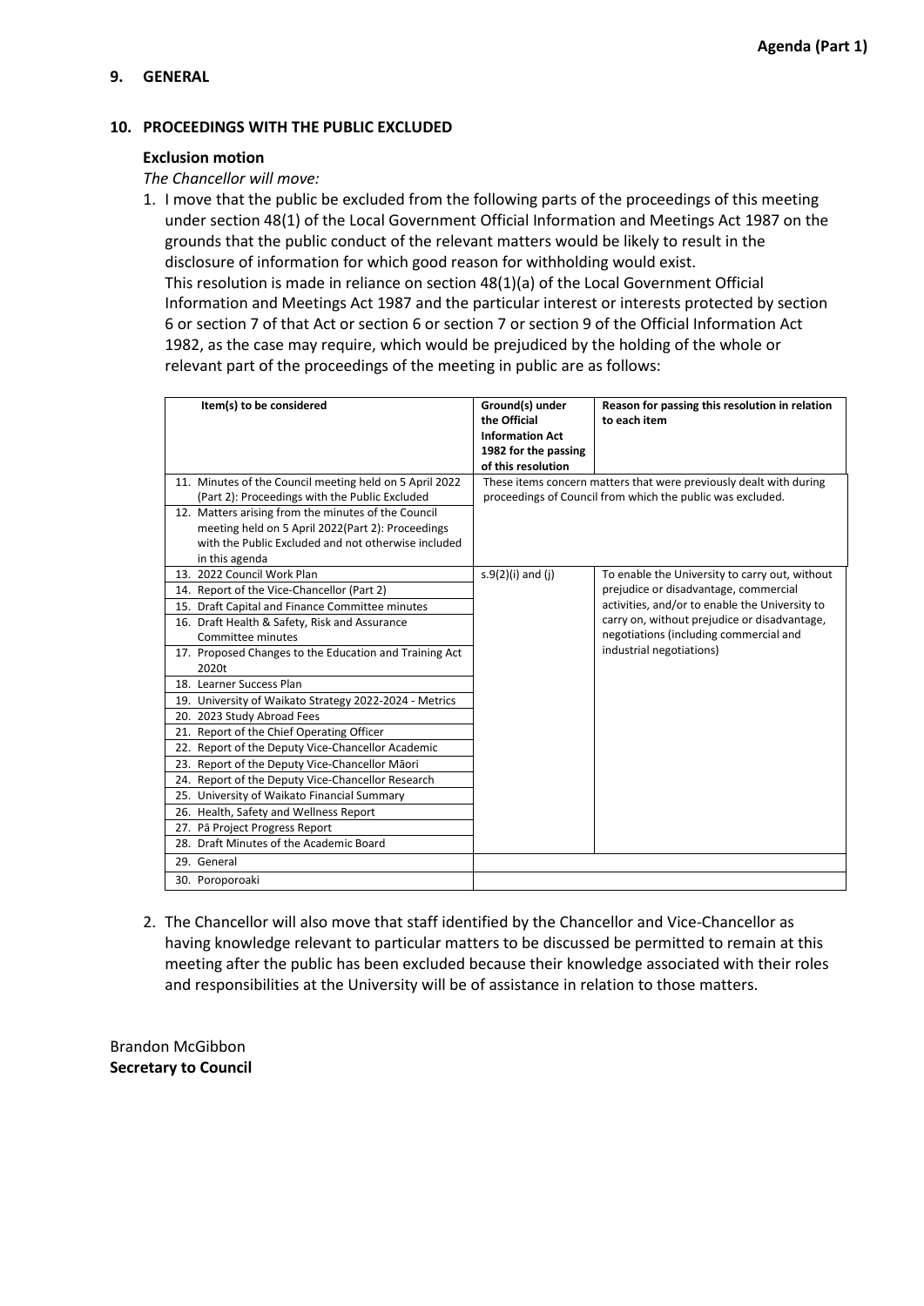## 9. GENERAL

## 10. PROCEEDINGS WITH THE PUBLIC EXCLUDED

### Exclusion motion

*The Chancellor will move:*

1. I move that the public be excluded from the following parts of the proceedings of this meeting under section 48(1) of the Local Government Official Information and Meetings Act 1987 on the grounds that the public conduct of the relevant matters would be likely to result in the disclosure of information for which good reason for withholding would exist.
   This resolution is made in reliance on section 48(1)(a) of the Local Government Official Information and Meetings Act 1987 and the particular interest or interests protected by section 6 or section 7 of that Act or section 6 or section 7 or section 9 of the Official Information Act 1982, as the case may require, which would be prejudiced by the holding of the whole or relevant part of the proceedings of the meeting in public are as follows:

| Item(s) to be considered | Ground(s) under the Official Information Act 1982 for the passing of this resolution | Reason for passing this resolution in relation to each item |
|---|---|---|
| 11. Minutes of the Council meeting held on 5 April 2022 (Part 2): Proceedings with the Public Excluded | These items concern matters that were previously dealt with during proceedings of Council from which the public was excluded. | |
| 12. Matters arising from the minutes of the Council meeting held on 5 April 2022(Part 2): Proceedings with the Public Excluded and not otherwise included in this agenda | | |
| 13. 2022 Council Work Plan | s.9(2)(i) and (j) | To enable the University to carry out, without prejudice or disadvantage, commercial activities, and/or to enable the University to carry on, without prejudice or disadvantage, negotiations (including commercial and industrial negotiations) |
| 14. Report of the Vice-Chancellor (Part 2) | | |
| 15. Draft Capital and Finance Committee minutes | | |
| 16. Draft Health & Safety, Risk and Assurance Committee minutes | | |
| 17. Proposed Changes to the Education and Training Act 2020t | | |
| 18. Learner Success Plan | | |
| 19. University of Waikato Strategy 2022-2024 - Metrics | | |
| 20. 2023 Study Abroad Fees | | |
| 21. Report of the Chief Operating Officer | | |
| 22. Report of the Deputy Vice-Chancellor Academic | | |
| 23. Report of the Deputy Vice-Chancellor Māori | | |
| 24. Report of the Deputy Vice-Chancellor Research | | |
| 25. University of Waikato Financial Summary | | |
| 26. Health, Safety and Wellness Report | | |
| 27. Pā Project Progress Report | | |
| 28. Draft Minutes of the Academic Board | | |
| 29. General | | |
| 30. Poroporoaki | | |

2. The Chancellor will also move that staff identified by the Chancellor and Vice-Chancellor as having knowledge relevant to particular matters to be discussed be permitted to remain at this meeting after the public has been excluded because their knowledge associated with their roles and responsibilities at the University will be of assistance in relation to those matters.

Brandon McGibbon
**Secretary to Council**